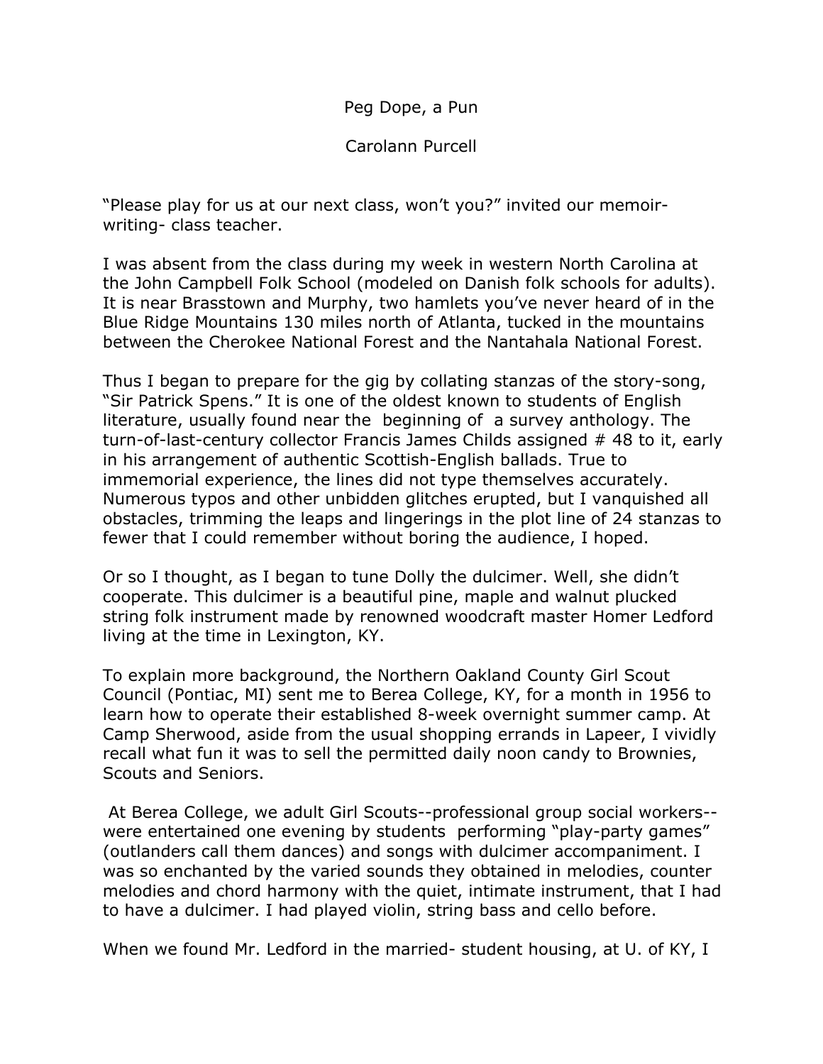Peg Dope, a Pun

Carolann Purcell

“Please play for us at our next class, won’t you?” invited our memoir-writing- class teacher.

I was absent from the class during my week in western North Carolina at the John Campbell Folk School (modeled on Danish folk schools for adults). It is near Brasstown and Murphy, two hamlets you’ve never heard of in the Blue Ridge Mountains 130 miles north of Atlanta, tucked in the mountains between the Cherokee National Forest and the Nantahala National Forest.

Thus I began to prepare for the gig by collating stanzas of the story-song, “Sir Patrick Spens.” It is one of the oldest known to students of English literature, usually found near the beginning of a survey anthology. The turn-of-last-century collector Francis James Childs assigned # 48 to it, early in his arrangement of authentic Scottish-English ballads. True to immemorial experience, the lines did not type themselves accurately. Numerous typos and other unbidden glitches erupted, but I vanquished all obstacles, trimming the leaps and lingerings in the plot line of 24 stanzas to fewer that I could remember without boring the audience, I hoped.

Or so I thought, as I began to tune Dolly the dulcimer. Well, she didn’t cooperate. This dulcimer is a beautiful pine, maple and walnut plucked string folk instrument made by renowned woodcraft master Homer Ledford living at the time in Lexington, KY.

To explain more background, the Northern Oakland County Girl Scout Council (Pontiac, MI) sent me to Berea College, KY, for a month in 1956 to learn how to operate their established 8-week overnight summer camp. At Camp Sherwood, aside from the usual shopping errands in Lapeer, I vividly recall what fun it was to sell the permitted daily noon candy to Brownies, Scouts and Seniors.

At Berea College, we adult Girl Scouts--professional group social workers--were entertained one evening by students performing “play-party games” (outlanders call them dances) and songs with dulcimer accompaniment. I was so enchanted by the varied sounds they obtained in melodies, counter melodies and chord harmony with the quiet, intimate instrument, that I had to have a dulcimer. I had played violin, string bass and cello before.

When we found Mr. Ledford in the married- student housing, at U. of KY, I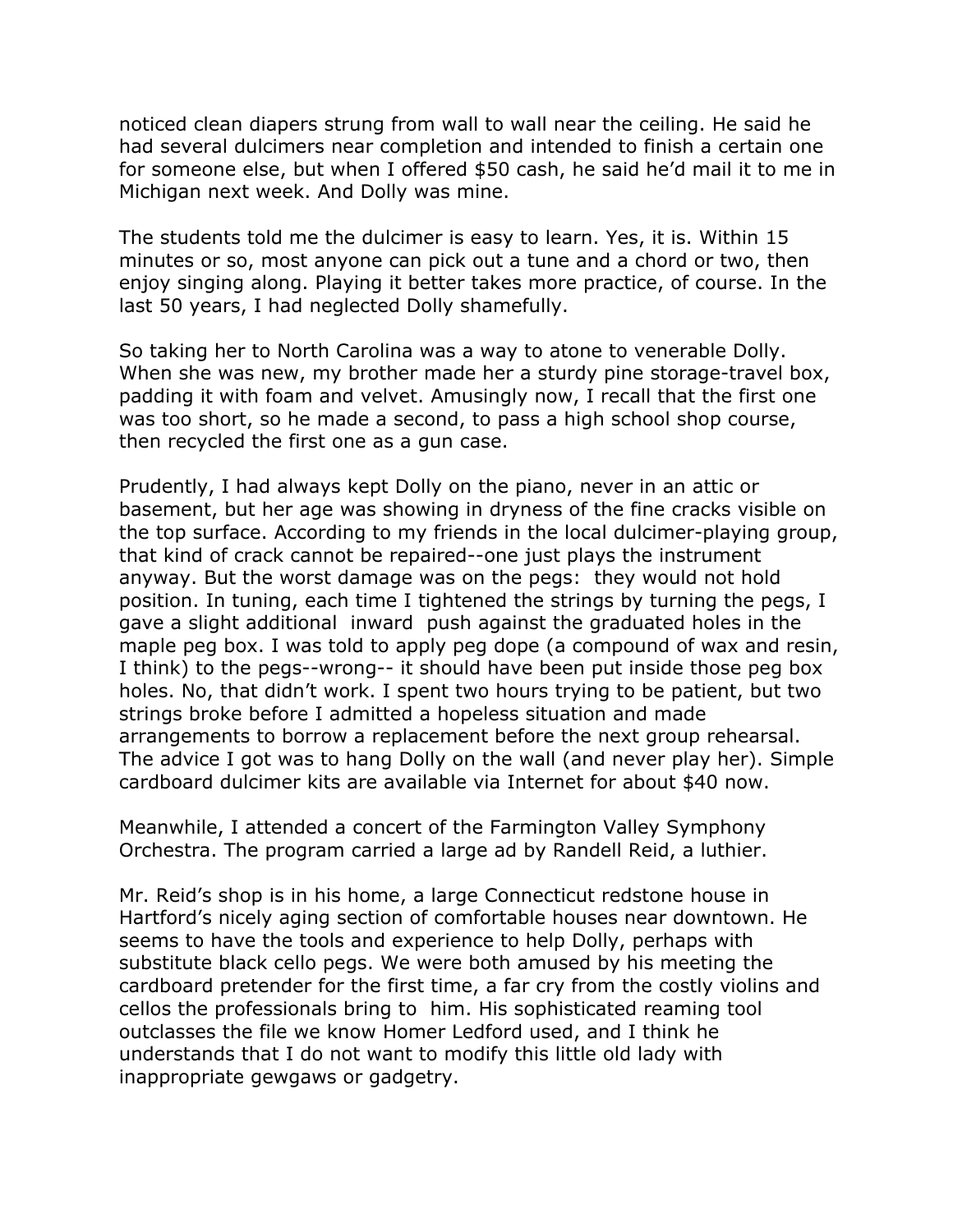noticed clean diapers strung from wall to wall near the ceiling. He said he had several dulcimers near completion and intended to finish a certain one for someone else, but when I offered $50 cash, he said he'd mail it to me in Michigan next week. And Dolly was mine.

The students told me the dulcimer is easy to learn. Yes, it is. Within 15 minutes or so, most anyone can pick out a tune and a chord or two, then enjoy singing along. Playing it better takes more practice, of course. In the last 50 years, I had neglected Dolly shamefully.

So taking her to North Carolina was a way to atone to venerable Dolly. When she was new, my brother made her a sturdy pine storage-travel box, padding it with foam and velvet. Amusingly now, I recall that the first one was too short, so he made a second, to pass a high school shop course, then recycled the first one as a gun case.

Prudently, I had always kept Dolly on the piano, never in an attic or basement, but her age was showing in dryness of the fine cracks visible on the top surface. According to my friends in the local dulcimer-playing group, that kind of crack cannot be repaired--one just plays the instrument anyway. But the worst damage was on the pegs: they would not hold position. In tuning, each time I tightened the strings by turning the pegs, I gave a slight additional inward push against the graduated holes in the maple peg box. I was told to apply peg dope (a compound of wax and resin, I think) to the pegs--wrong-- it should have been put inside those peg box holes. No, that didn't work. I spent two hours trying to be patient, but two strings broke before I admitted a hopeless situation and made arrangements to borrow a replacement before the next group rehearsal. The advice I got was to hang Dolly on the wall (and never play her). Simple cardboard dulcimer kits are available via Internet for about $40 now.

Meanwhile, I attended a concert of the Farmington Valley Symphony Orchestra. The program carried a large ad by Randell Reid, a luthier.

Mr. Reid's shop is in his home, a large Connecticut redstone house in Hartford's nicely aging section of comfortable houses near downtown. He seems to have the tools and experience to help Dolly, perhaps with substitute black cello pegs. We were both amused by his meeting the cardboard pretender for the first time, a far cry from the costly violins and cellos the professionals bring to him. His sophisticated reaming tool outclasses the file we know Homer Ledford used, and I think he understands that I do not want to modify this little old lady with inappropriate gewgaws or gadgetry.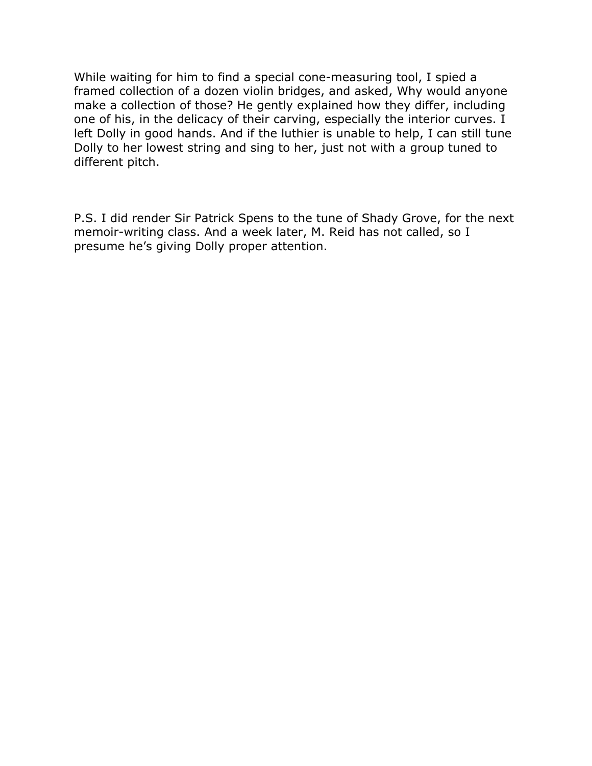While waiting for him to find a special cone-measuring tool, I spied a framed collection of a dozen violin bridges, and asked, Why would anyone make a collection of those? He gently explained how they differ, including one of his, in the delicacy of their carving, especially the interior curves. I left Dolly in good hands. And if the luthier is unable to help, I can still tune Dolly to her lowest string and sing to her, just not with a group tuned to different pitch.

P.S. I did render Sir Patrick Spens to the tune of Shady Grove, for the next memoir-writing class. And a week later, M. Reid has not called, so I presume he's giving Dolly proper attention.